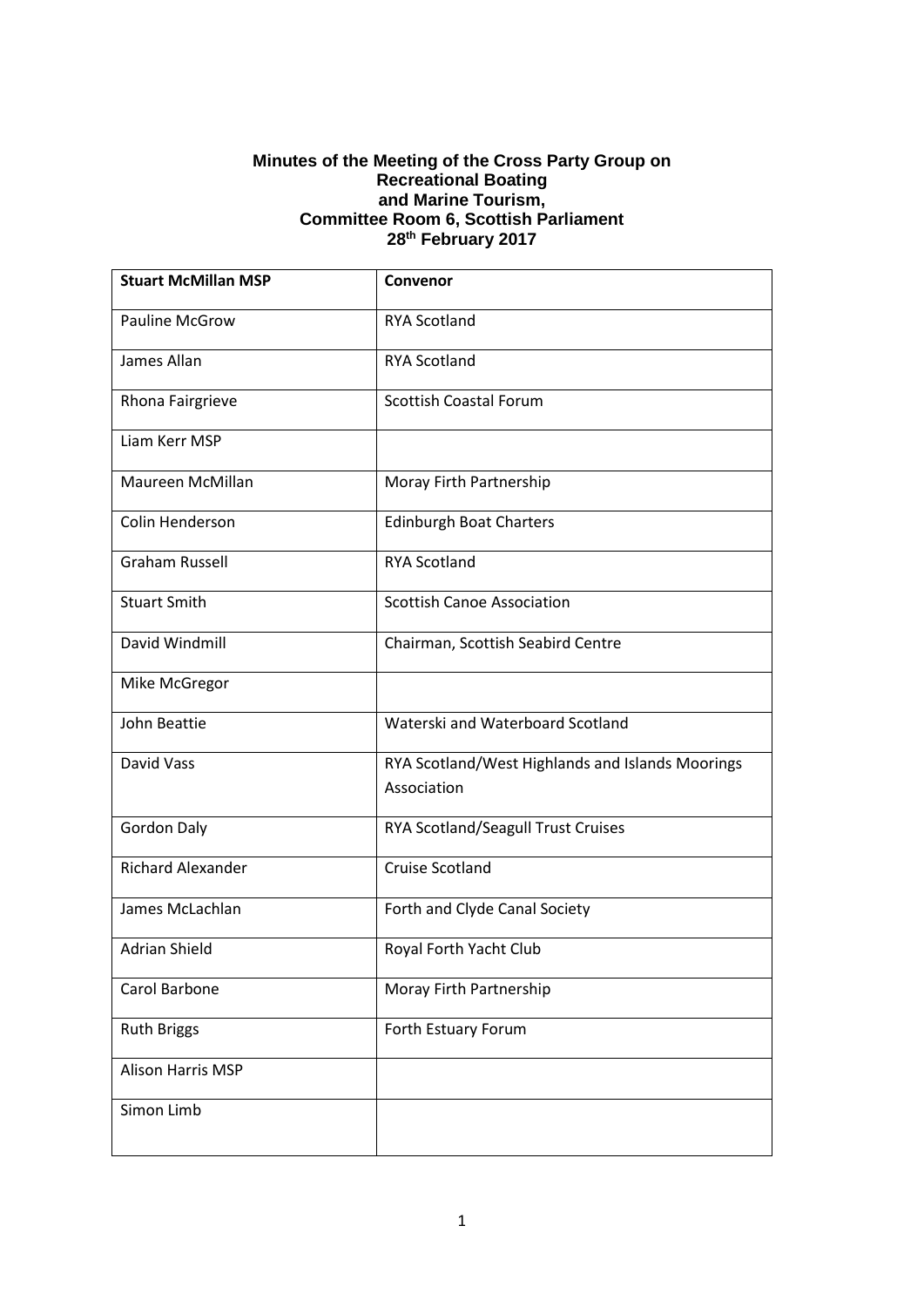**Minutes of the Meeting of the Cross Party Group on Recreational Boating and Marine Tourism, Committee Room 6, Scottish Parliament 28th February 2017**

| **Stuart McMillan MSP** | **Convenor** |
|---|---|
| Pauline McGrow | RYA Scotland |
| James Allan | RYA Scotland |
| Rhona Fairgrieve | Scottish Coastal Forum |
| Liam Kerr MSP | |
| Maureen McMillan | Moray Firth Partnership |
| Colin Henderson | Edinburgh Boat Charters |
| Graham Russell | RYA Scotland |
| Stuart Smith | Scottish Canoe Association |
| David Windmill | Chairman, Scottish Seabird Centre |
| Mike McGregor | |
| John Beattie | Waterski and Waterboard Scotland |
| David Vass | RYA Scotland/West Highlands and Islands Moorings Association |
| Gordon Daly | RYA Scotland/Seagull Trust Cruises |
| Richard Alexander | Cruise Scotland |
| James McLachlan | Forth and Clyde Canal Society |
| Adrian Shield | Royal Forth Yacht Club |
| Carol Barbone | Moray Firth Partnership |
| Ruth Briggs | Forth Estuary Forum |
| Alison Harris MSP | |
| Simon Limb | |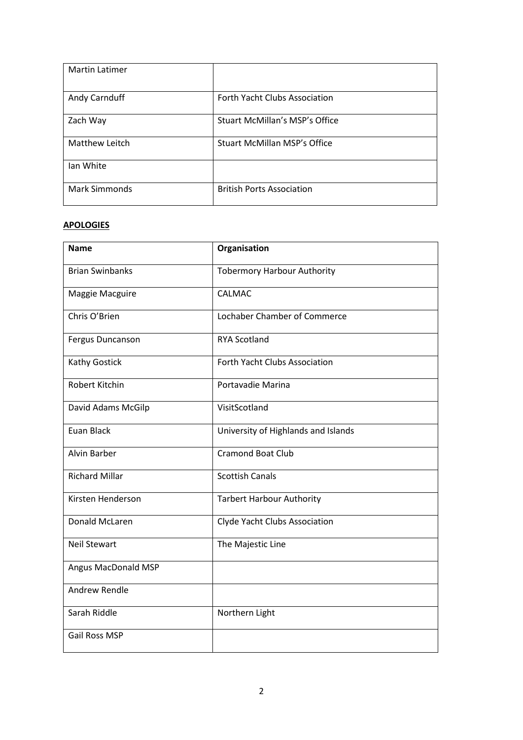| | |
|---|---|
| Martin Latimer | |
| Andy Carnduff | Forth Yacht Clubs Association |
| Zach Way | Stuart McMillan's MSP's Office |
| Matthew Leitch | Stuart McMillan MSP's Office |
| Ian White | |
| Mark Simmonds | British Ports Association |

**APOLOGIES**

| Name | Organisation |
|---|---|
| Brian Swinbanks | Tobermory Harbour Authority |
| Maggie Macguire | CALMAC |
| Chris O'Brien | Lochaber Chamber of Commerce |
| Fergus Duncanson | RYA Scotland |
| Kathy Gostick | Forth Yacht Clubs Association |
| Robert Kitchin | Portavadie Marina |
| David Adams McGilp | VisitScotland |
| Euan Black | University of Highlands and Islands |
| Alvin Barber | Cramond Boat Club |
| Richard Millar | Scottish Canals |
| Kirsten Henderson | Tarbert Harbour Authority |
| Donald McLaren | Clyde Yacht Clubs Association |
| Neil Stewart | The Majestic Line |
| Angus MacDonald MSP | |
| Andrew Rendle | |
| Sarah Riddle | Northern Light |
| Gail Ross MSP | |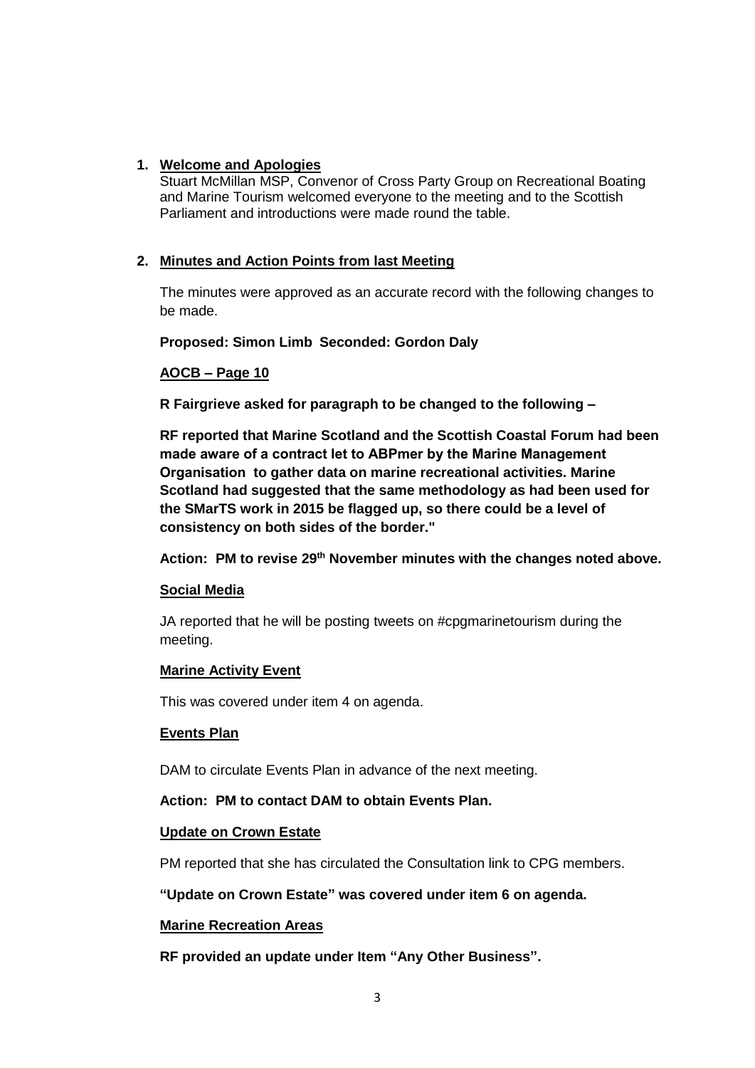1. **Welcome and Apologies**
   Stuart McMillan MSP, Convenor of Cross Party Group on Recreational Boating and Marine Tourism welcomed everyone to the meeting and to the Scottish Parliament and introductions were made round the table.

2. **Minutes and Action Points from last Meeting**

   The minutes were approved as an accurate record with the following changes to be made.

   **Proposed: Simon Limb Seconded: Gordon Daly**

   **AOCB – Page 10**

   **R Fairgrieve asked for paragraph to be changed to the following –**

   **RF reported that Marine Scotland and the Scottish Coastal Forum had been made aware of a contract let to ABPmer by the Marine Management Organisation to gather data on marine recreational activities. Marine Scotland had suggested that the same methodology as had been used for the SMarTS work in 2015 be flagged up, so there could be a level of consistency on both sides of the border."**

   **Action: PM to revise 29th November minutes with the changes noted above.**

   **Social Media**

   JA reported that he will be posting tweets on #cpgmarinetourism during the meeting.

   **Marine Activity Event**

   This was covered under item 4 on agenda.

   **Events Plan**

   DAM to circulate Events Plan in advance of the next meeting.

   **Action: PM to contact DAM to obtain Events Plan.**

   **Update on Crown Estate**

   PM reported that she has circulated the Consultation link to CPG members.

   **"Update on Crown Estate" was covered under item 6 on agenda.**

   **Marine Recreation Areas**

   **RF provided an update under Item "Any Other Business".**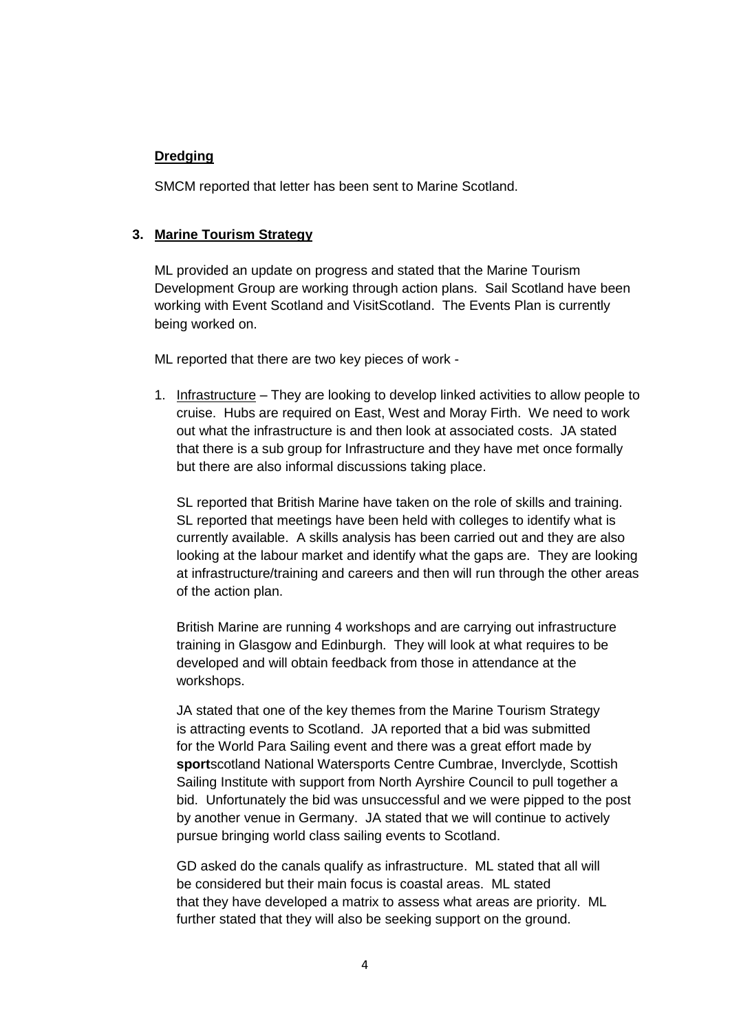**Dredging**

SMCM reported that letter has been sent to Marine Scotland.

## 3. Marine Tourism Strategy

ML provided an update on progress and stated that the Marine Tourism Development Group are working through action plans. Sail Scotland have been working with Event Scotland and VisitScotland. The Events Plan is currently being worked on.

ML reported that there are two key pieces of work -

1. Infrastructure – They are looking to develop linked activities to allow people to cruise. Hubs are required on East, West and Moray Firth. We need to work out what the infrastructure is and then look at associated costs. JA stated that there is a sub group for Infrastructure and they have met once formally but there are also informal discussions taking place.

   SL reported that British Marine have taken on the role of skills and training. SL reported that meetings have been held with colleges to identify what is currently available. A skills analysis has been carried out and they are also looking at the labour market and identify what the gaps are. They are looking at infrastructure/training and careers and then will run through the other areas of the action plan.

   British Marine are running 4 workshops and are carrying out infrastructure training in Glasgow and Edinburgh. They will look at what requires to be developed and will obtain feedback from those in attendance at the workshops.

   JA stated that one of the key themes from the Marine Tourism Strategy is attracting events to Scotland. JA reported that a bid was submitted for the World Para Sailing event and there was a great effort made by **sport**scotland National Watersports Centre Cumbrae, Inverclyde, Scottish Sailing Institute with support from North Ayrshire Council to pull together a bid. Unfortunately the bid was unsuccessful and we were pipped to the post by another venue in Germany. JA stated that we will continue to actively pursue bringing world class sailing events to Scotland.

   GD asked do the canals qualify as infrastructure. ML stated that all will be considered but their main focus is coastal areas. ML stated that they have developed a matrix to assess what areas are priority. ML further stated that they will also be seeking support on the ground.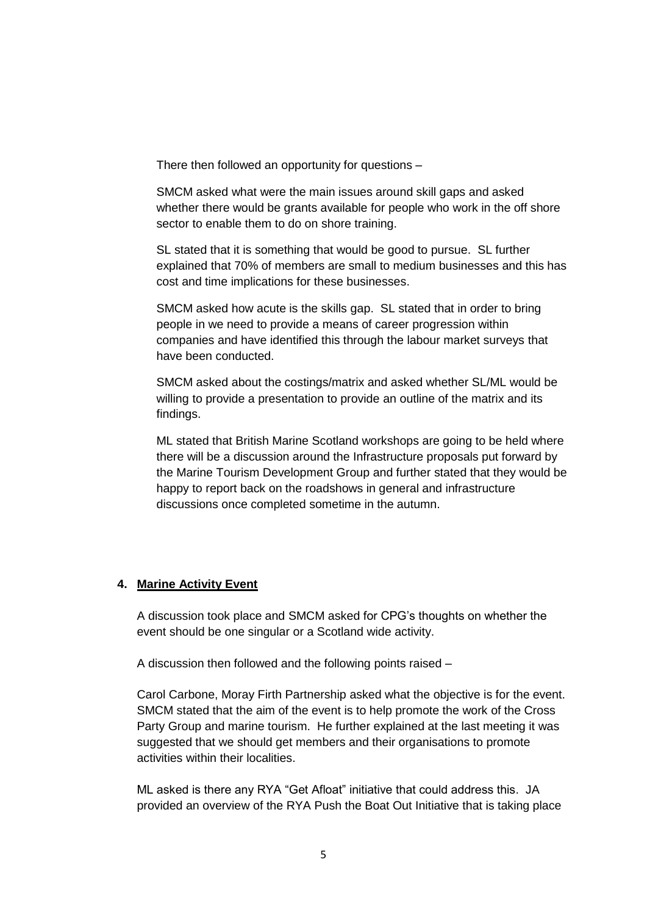There then followed an opportunity for questions –

SMCM asked what were the main issues around skill gaps and asked whether there would be grants available for people who work in the off shore sector to enable them to do on shore training.

SL stated that it is something that would be good to pursue. SL further explained that 70% of members are small to medium businesses and this has cost and time implications for these businesses.

SMCM asked how acute is the skills gap. SL stated that in order to bring people in we need to provide a means of career progression within companies and have identified this through the labour market surveys that have been conducted.

SMCM asked about the costings/matrix and asked whether SL/ML would be willing to provide a presentation to provide an outline of the matrix and its findings.

ML stated that British Marine Scotland workshops are going to be held where there will be a discussion around the Infrastructure proposals put forward by the Marine Tourism Development Group and further stated that they would be happy to report back on the roadshows in general and infrastructure discussions once completed sometime in the autumn.

## 4. Marine Activity Event

A discussion took place and SMCM asked for CPG's thoughts on whether the event should be one singular or a Scotland wide activity.

A discussion then followed and the following points raised –

Carol Carbone, Moray Firth Partnership asked what the objective is for the event. SMCM stated that the aim of the event is to help promote the work of the Cross Party Group and marine tourism. He further explained at the last meeting it was suggested that we should get members and their organisations to promote activities within their localities.

ML asked is there any RYA "Get Afloat" initiative that could address this. JA provided an overview of the RYA Push the Boat Out Initiative that is taking place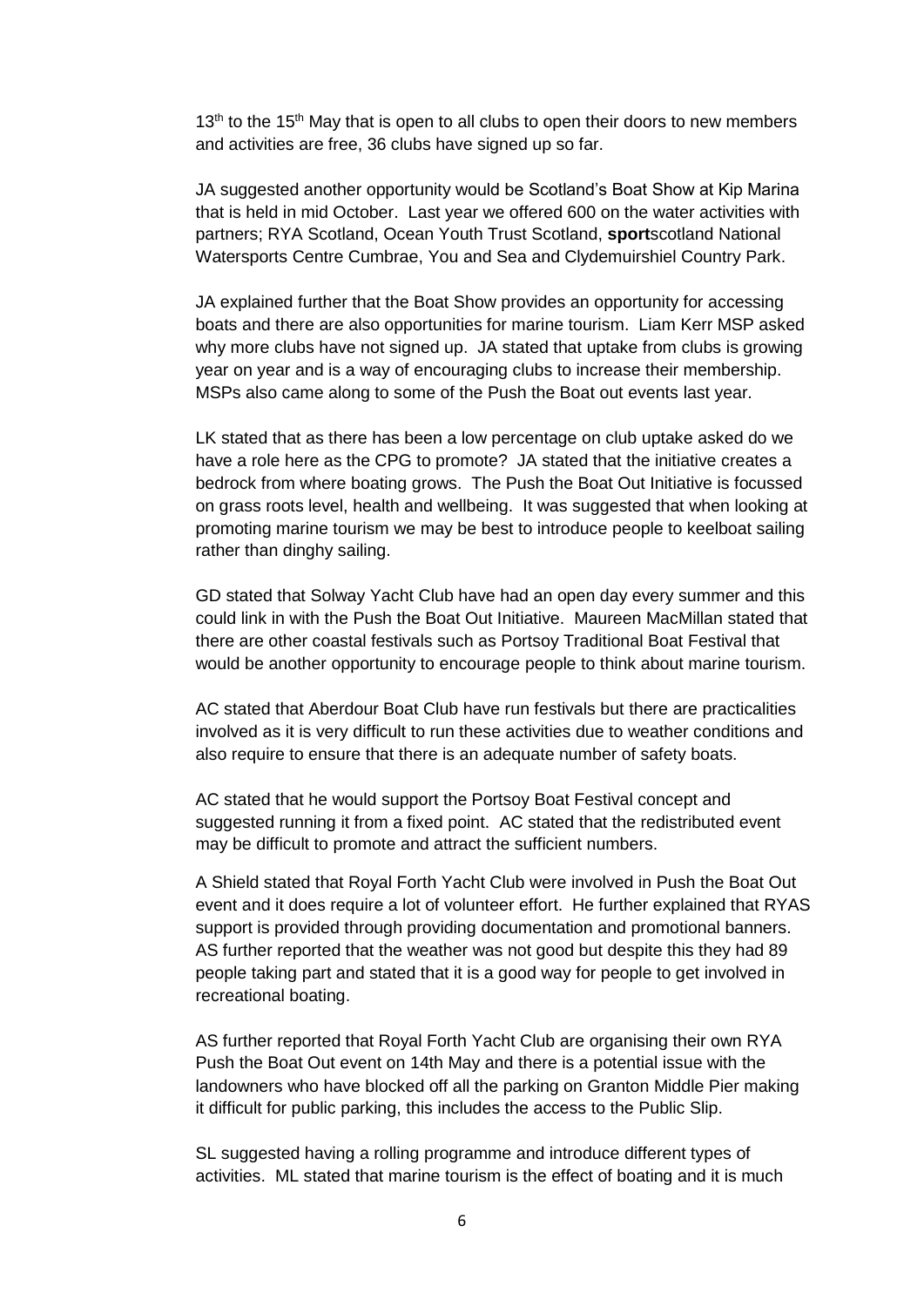13th to the 15th May that is open to all clubs to open their doors to new members and activities are free, 36 clubs have signed up so far.

JA suggested another opportunity would be Scotland's Boat Show at Kip Marina that is held in mid October. Last year we offered 600 on the water activities with partners; RYA Scotland, Ocean Youth Trust Scotland, **sport**scotland National Watersports Centre Cumbrae, You and Sea and Clydemuirshiel Country Park.

JA explained further that the Boat Show provides an opportunity for accessing boats and there are also opportunities for marine tourism. Liam Kerr MSP asked why more clubs have not signed up. JA stated that uptake from clubs is growing year on year and is a way of encouraging clubs to increase their membership. MSPs also came along to some of the Push the Boat out events last year.

LK stated that as there has been a low percentage on club uptake asked do we have a role here as the CPG to promote? JA stated that the initiative creates a bedrock from where boating grows. The Push the Boat Out Initiative is focussed on grass roots level, health and wellbeing. It was suggested that when looking at promoting marine tourism we may be best to introduce people to keelboat sailing rather than dinghy sailing.

GD stated that Solway Yacht Club have had an open day every summer and this could link in with the Push the Boat Out Initiative. Maureen MacMillan stated that there are other coastal festivals such as Portsoy Traditional Boat Festival that would be another opportunity to encourage people to think about marine tourism.

AC stated that Aberdour Boat Club have run festivals but there are practicalities involved as it is very difficult to run these activities due to weather conditions and also require to ensure that there is an adequate number of safety boats.

AC stated that he would support the Portsoy Boat Festival concept and suggested running it from a fixed point. AC stated that the redistributed event may be difficult to promote and attract the sufficient numbers.

A Shield stated that Royal Forth Yacht Club were involved in Push the Boat Out event and it does require a lot of volunteer effort. He further explained that RYAS support is provided through providing documentation and promotional banners. AS further reported that the weather was not good but despite this they had 89 people taking part and stated that it is a good way for people to get involved in recreational boating.

AS further reported that Royal Forth Yacht Club are organising their own RYA Push the Boat Out event on 14th May and there is a potential issue with the landowners who have blocked off all the parking on Granton Middle Pier making it difficult for public parking, this includes the access to the Public Slip.

SL suggested having a rolling programme and introduce different types of activities. ML stated that marine tourism is the effect of boating and it is much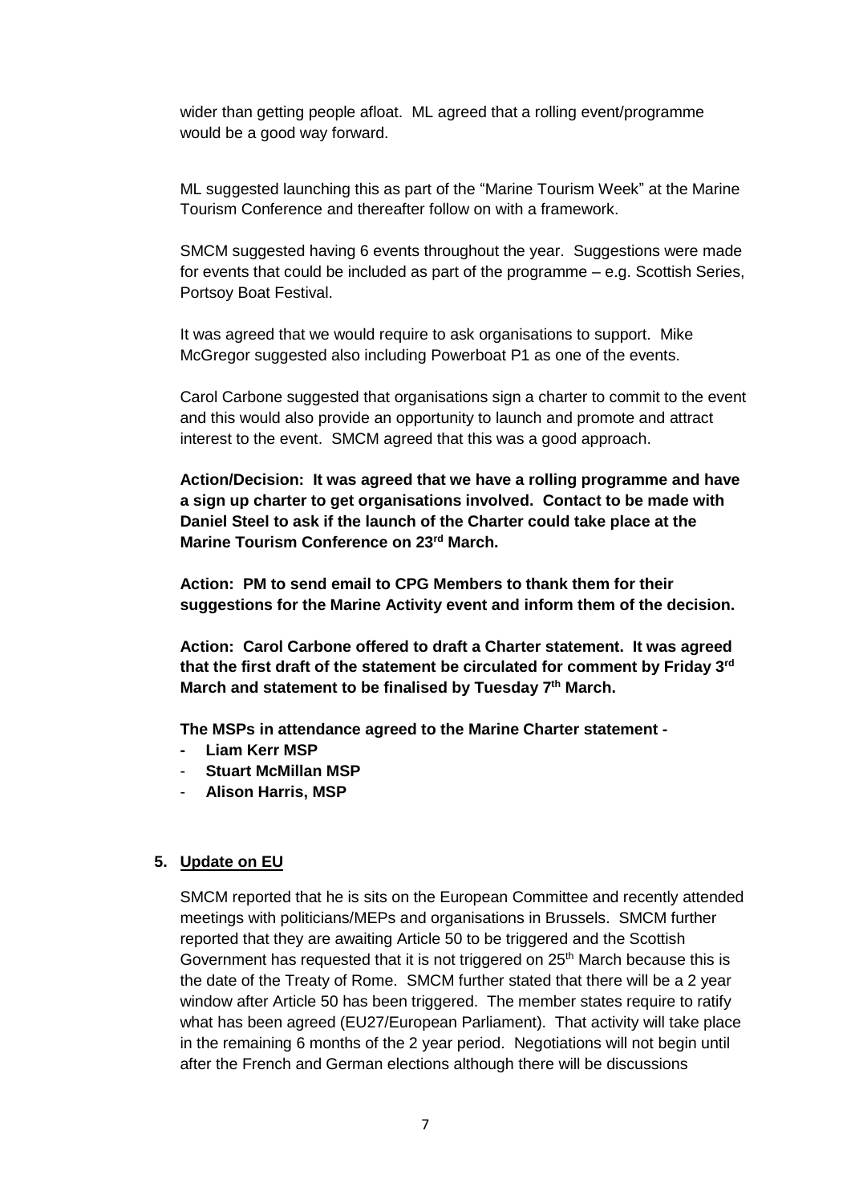wider than getting people afloat. ML agreed that a rolling event/programme would be a good way forward.

ML suggested launching this as part of the "Marine Tourism Week" at the Marine Tourism Conference and thereafter follow on with a framework.

SMCM suggested having 6 events throughout the year. Suggestions were made for events that could be included as part of the programme – e.g. Scottish Series, Portsoy Boat Festival.

It was agreed that we would require to ask organisations to support. Mike McGregor suggested also including Powerboat P1 as one of the events.

Carol Carbone suggested that organisations sign a charter to commit to the event and this would also provide an opportunity to launch and promote and attract interest to the event. SMCM agreed that this was a good approach.

**Action/Decision: It was agreed that we have a rolling programme and have a sign up charter to get organisations involved. Contact to be made with Daniel Steel to ask if the launch of the Charter could take place at the Marine Tourism Conference on 23rd March.**

**Action: PM to send email to CPG Members to thank them for their suggestions for the Marine Activity event and inform them of the decision.**

**Action: Carol Carbone offered to draft a Charter statement. It was agreed that the first draft of the statement be circulated for comment by Friday 3rd March and statement to be finalised by Tuesday 7th March.**

**The MSPs in attendance agreed to the Marine Charter statement -**

- **Liam Kerr MSP**
- **Stuart McMillan MSP**
- **Alison Harris, MSP**

## 5. Update on EU

SMCM reported that he is sits on the European Committee and recently attended meetings with politicians/MEPs and organisations in Brussels. SMCM further reported that they are awaiting Article 50 to be triggered and the Scottish Government has requested that it is not triggered on 25th March because this is the date of the Treaty of Rome. SMCM further stated that there will be a 2 year window after Article 50 has been triggered. The member states require to ratify what has been agreed (EU27/European Parliament). That activity will take place in the remaining 6 months of the 2 year period. Negotiations will not begin until after the French and German elections although there will be discussions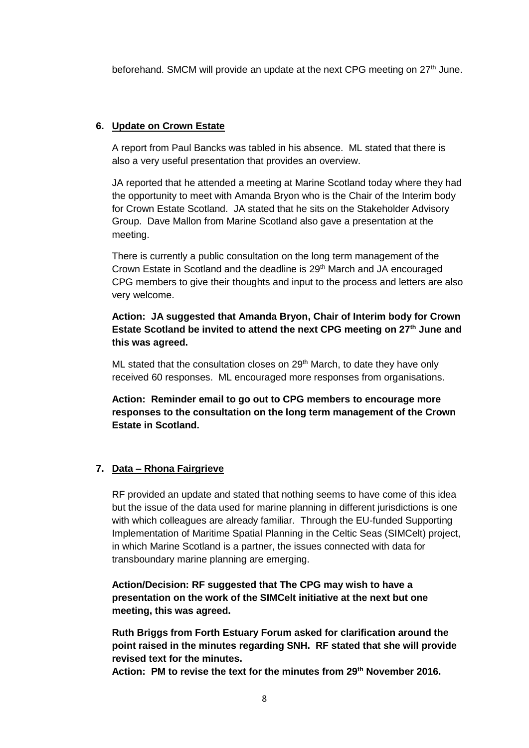beforehand. SMCM will provide an update at the next CPG meeting on 27th June.

6. **Update on Crown Estate**

A report from Paul Bancks was tabled in his absence. ML stated that there is also a very useful presentation that provides an overview.

JA reported that he attended a meeting at Marine Scotland today where they had the opportunity to meet with Amanda Bryon who is the Chair of the Interim body for Crown Estate Scotland. JA stated that he sits on the Stakeholder Advisory Group. Dave Mallon from Marine Scotland also gave a presentation at the meeting.

There is currently a public consultation on the long term management of the Crown Estate in Scotland and the deadline is 29th March and JA encouraged CPG members to give their thoughts and input to the process and letters are also very welcome.

**Action: JA suggested that Amanda Bryon, Chair of Interim body for Crown Estate Scotland be invited to attend the next CPG meeting on 27th June and this was agreed.**

ML stated that the consultation closes on 29th March, to date they have only received 60 responses. ML encouraged more responses from organisations.

**Action: Reminder email to go out to CPG members to encourage more responses to the consultation on the long term management of the Crown Estate in Scotland.**

7. **Data – Rhona Fairgrieve**

RF provided an update and stated that nothing seems to have come of this idea but the issue of the data used for marine planning in different jurisdictions is one with which colleagues are already familiar. Through the EU-funded Supporting Implementation of Maritime Spatial Planning in the Celtic Seas (SIMCelt) project, in which Marine Scotland is a partner, the issues connected with data for transboundary marine planning are emerging.

**Action/Decision: RF suggested that The CPG may wish to have a presentation on the work of the SIMCelt initiative at the next but one meeting, this was agreed.**

**Ruth Briggs from Forth Estuary Forum asked for clarification around the point raised in the minutes regarding SNH. RF stated that she will provide revised text for the minutes.**
**Action: PM to revise the text for the minutes from 29th November 2016.**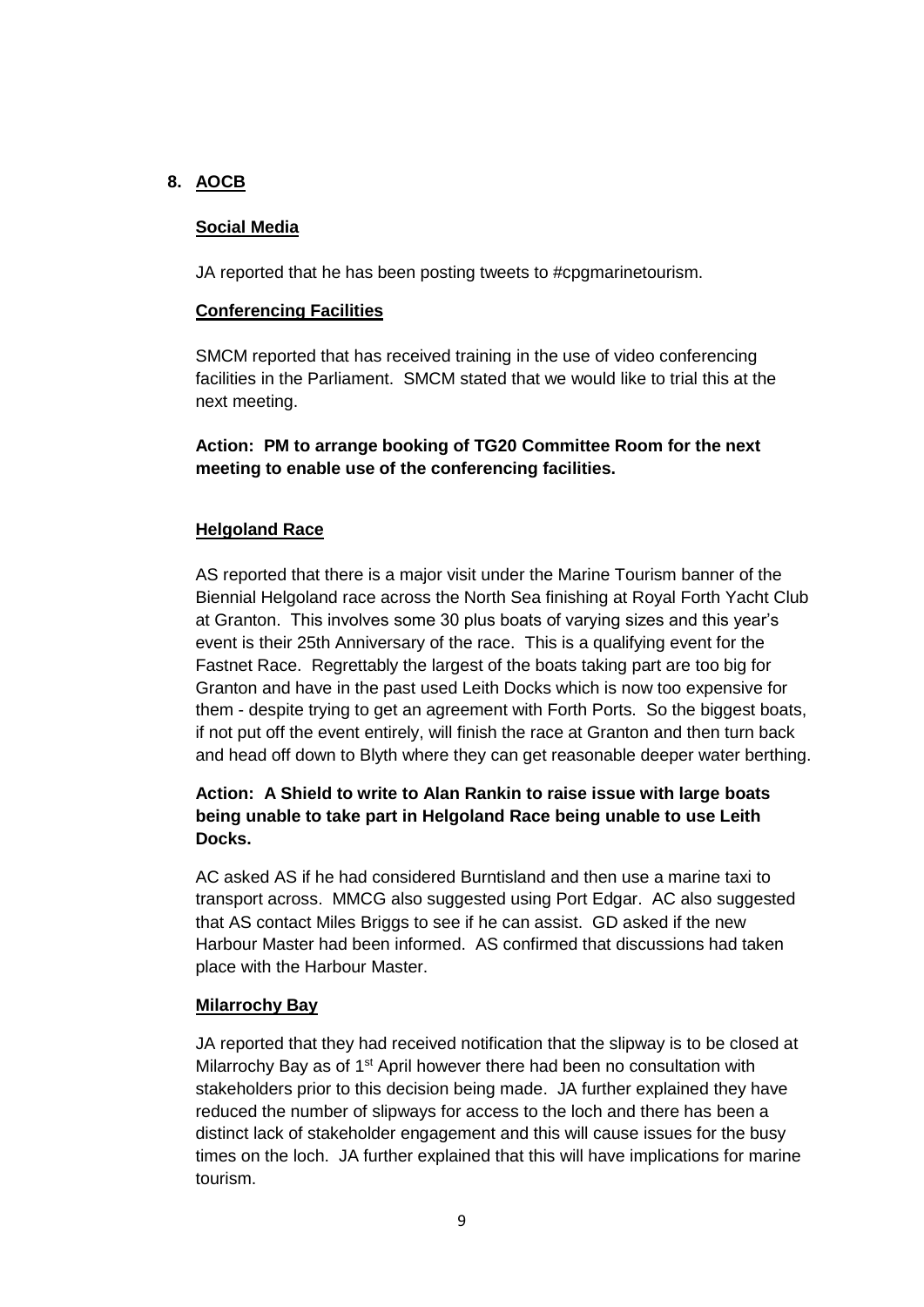## 8. AOCB

### Social Media

JA reported that he has been posting tweets to #cpgmarinetourism.

### Conferencing Facilities

SMCM reported that has received training in the use of video conferencing facilities in the Parliament. SMCM stated that we would like to trial this at the next meeting.

**Action: PM to arrange booking of TG20 Committee Room for the next meeting to enable use of the conferencing facilities.**

### Helgoland Race

AS reported that there is a major visit under the Marine Tourism banner of the Biennial Helgoland race across the North Sea finishing at Royal Forth Yacht Club at Granton. This involves some 30 plus boats of varying sizes and this year's event is their 25th Anniversary of the race. This is a qualifying event for the Fastnet Race. Regrettably the largest of the boats taking part are too big for Granton and have in the past used Leith Docks which is now too expensive for them - despite trying to get an agreement with Forth Ports. So the biggest boats, if not put off the event entirely, will finish the race at Granton and then turn back and head off down to Blyth where they can get reasonable deeper water berthing.

**Action: A Shield to write to Alan Rankin to raise issue with large boats being unable to take part in Helgoland Race being unable to use Leith Docks.**

AC asked AS if he had considered Burntisland and then use a marine taxi to transport across. MMCG also suggested using Port Edgar. AC also suggested that AS contact Miles Briggs to see if he can assist. GD asked if the new Harbour Master had been informed. AS confirmed that discussions had taken place with the Harbour Master.

### Milarrochy Bay

JA reported that they had received notification that the slipway is to be closed at Milarrochy Bay as of 1st April however there had been no consultation with stakeholders prior to this decision being made. JA further explained they have reduced the number of slipways for access to the loch and there has been a distinct lack of stakeholder engagement and this will cause issues for the busy times on the loch. JA further explained that this will have implications for marine tourism.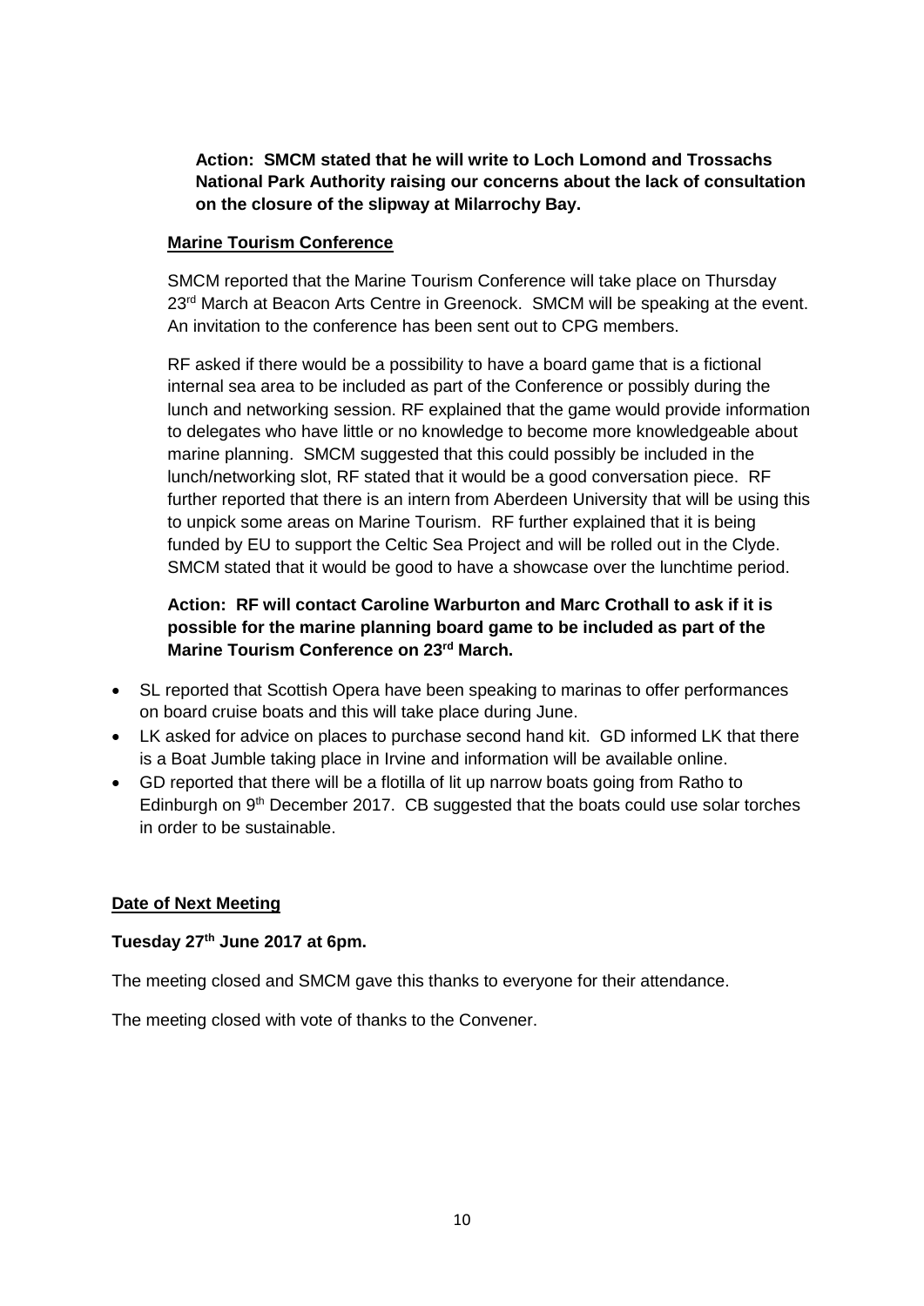**Action: SMCM stated that he will write to Loch Lomond and Trossachs National Park Authority raising our concerns about the lack of consultation on the closure of the slipway at Milarrochy Bay.**

**Marine Tourism Conference**

SMCM reported that the Marine Tourism Conference will take place on Thursday 23rd March at Beacon Arts Centre in Greenock. SMCM will be speaking at the event. An invitation to the conference has been sent out to CPG members.

RF asked if there would be a possibility to have a board game that is a fictional internal sea area to be included as part of the Conference or possibly during the lunch and networking session. RF explained that the game would provide information to delegates who have little or no knowledge to become more knowledgeable about marine planning. SMCM suggested that this could possibly be included in the lunch/networking slot, RF stated that it would be a good conversation piece. RF further reported that there is an intern from Aberdeen University that will be using this to unpick some areas on Marine Tourism. RF further explained that it is being funded by EU to support the Celtic Sea Project and will be rolled out in the Clyde. SMCM stated that it would be good to have a showcase over the lunchtime period.

**Action: RF will contact Caroline Warburton and Marc Crothall to ask if it is possible for the marine planning board game to be included as part of the Marine Tourism Conference on 23rd March.**

- SL reported that Scottish Opera have been speaking to marinas to offer performances on board cruise boats and this will take place during June.
- LK asked for advice on places to purchase second hand kit. GD informed LK that there is a Boat Jumble taking place in Irvine and information will be available online.
- GD reported that there will be a flotilla of lit up narrow boats going from Ratho to Edinburgh on 9th December 2017. CB suggested that the boats could use solar torches in order to be sustainable.

**Date of Next Meeting**

**Tuesday 27th June 2017 at 6pm.**

The meeting closed and SMCM gave this thanks to everyone for their attendance.

The meeting closed with vote of thanks to the Convener.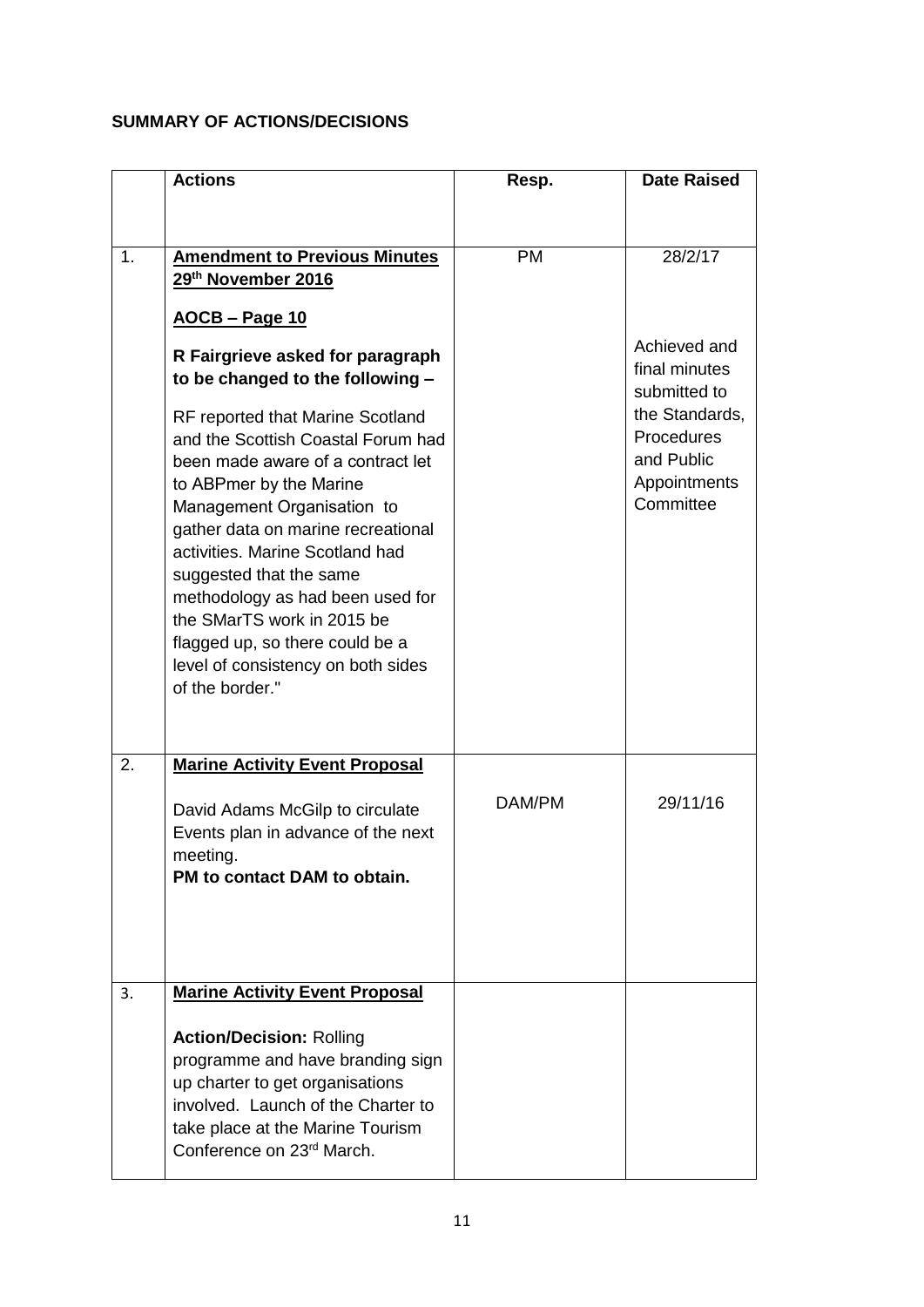**SUMMARY OF ACTIONS/DECISIONS**

| | Actions | Resp. | Date Raised |
|---|---|---|---|
| 1. | **Amendment to Previous Minutes 29th November 2016**<br><br>**AOCB – Page 10**<br><br>**R Fairgrieve asked for paragraph to be changed to the following –**<br><br>RF reported that Marine Scotland and the Scottish Coastal Forum had been made aware of a contract let to ABPmer by the Marine Management Organisation to gather data on marine recreational activities. Marine Scotland had suggested that the same methodology as had been used for the SMarTS work in 2015 be flagged up, so there could be a level of consistency on both sides of the border." | PM | 28/2/17<br><br>Achieved and final minutes submitted to the Standards, Procedures and Public Appointments Committee |
| 2. | **Marine Activity Event Proposal**<br><br>David Adams McGilp to circulate Events plan in advance of the next meeting.<br>**PM to contact DAM to obtain.** | DAM/PM | 29/11/16 |
| 3. | **Marine Activity Event Proposal**<br><br>**Action/Decision:** Rolling programme and have branding sign up charter to get organisations involved. Launch of the Charter to take place at the Marine Tourism Conference on 23rd March. | | |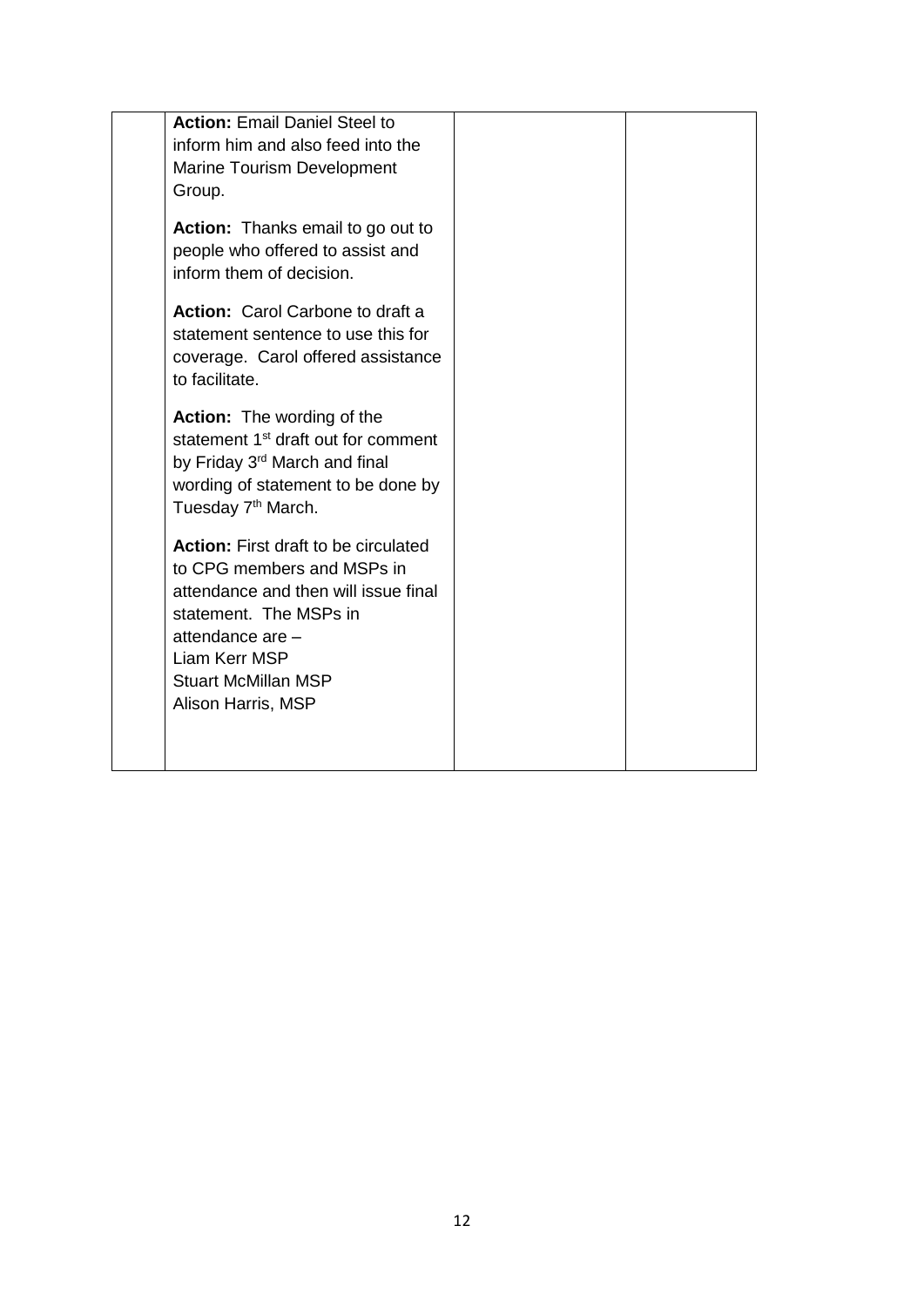|  | **Action:** Email Daniel Steel to inform him and also feed into the Marine Tourism Development Group.<br><br>**Action:** Thanks email to go out to people who offered to assist and inform them of decision.<br><br>**Action:** Carol Carbone to draft a statement sentence to use this for coverage. Carol offered assistance to facilitate.<br><br>**Action:** The wording of the statement 1st draft out for comment by Friday 3rd March and final wording of statement to be done by Tuesday 7th March.<br><br>**Action:** First draft to be circulated to CPG members and MSPs in attendance and then will issue final statement. The MSPs in attendance are –<br>Liam Kerr MSP<br>Stuart McMillan MSP<br>Alison Harris, MSP |  |  |
|---|---|---|---|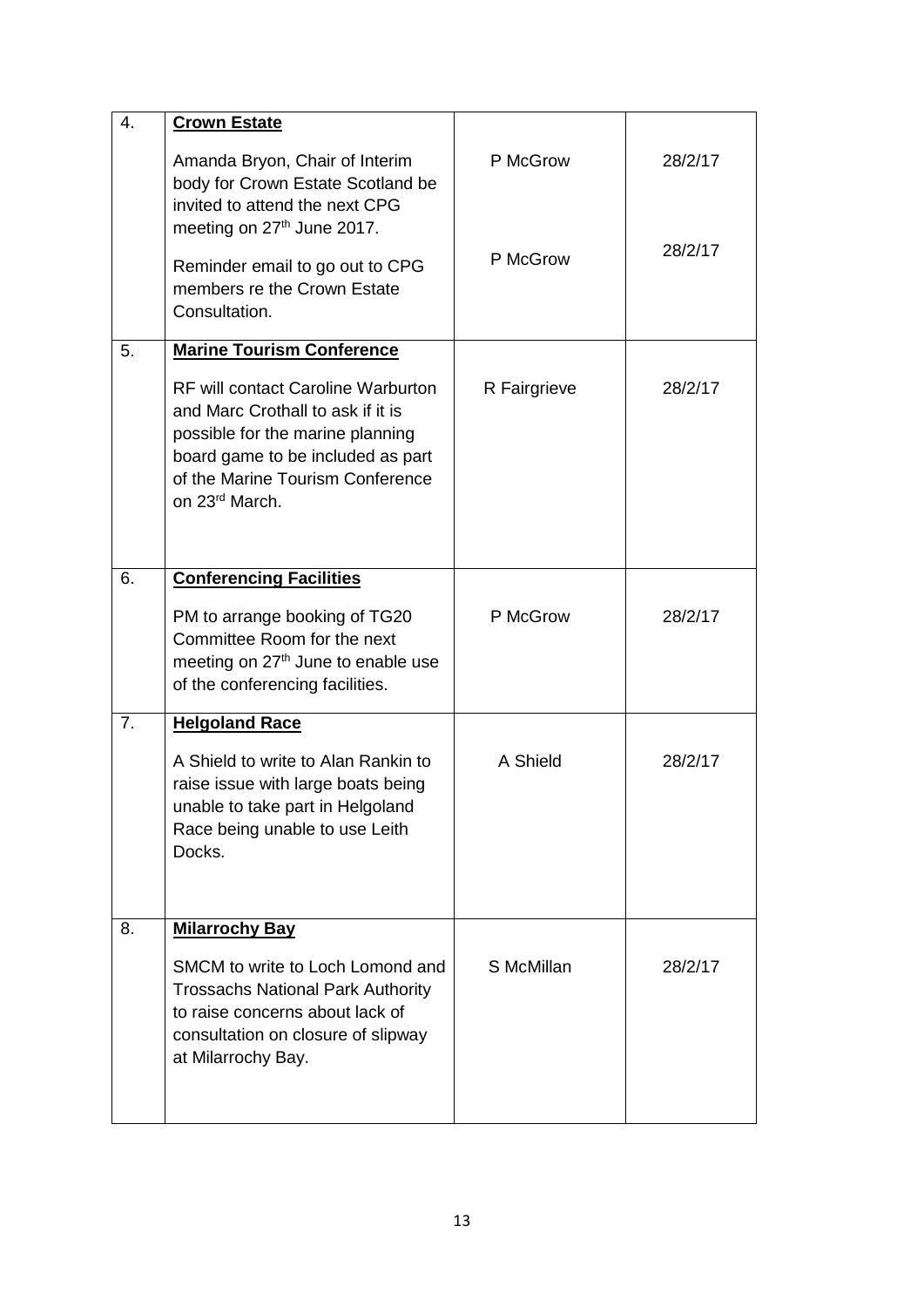| | | | |
|---|---|---|---|
| 4. | **Crown Estate**<br><br>Amanda Bryon, Chair of Interim body for Crown Estate Scotland be invited to attend the next CPG meeting on 27th June 2017.<br><br>Reminder email to go out to CPG members re the Crown Estate Consultation. | P McGrow<br><br>P McGrow | 28/2/17<br><br>28/2/17 |
| 5. | **Marine Tourism Conference**<br><br>RF will contact Caroline Warburton and Marc Crothall to ask if it is possible for the marine planning board game to be included as part of the Marine Tourism Conference on 23rd March. | R Fairgrieve | 28/2/17 |
| 6. | **Conferencing Facilities**<br><br>PM to arrange booking of TG20 Committee Room for the next meeting on 27th June to enable use of the conferencing facilities. | P McGrow | 28/2/17 |
| 7. | **Helgoland Race**<br><br>A Shield to write to Alan Rankin to raise issue with large boats being unable to take part in Helgoland Race being unable to use Leith Docks. | A Shield | 28/2/17 |
| 8. | **Milarrochy Bay**<br><br>SMCM to write to Loch Lomond and Trossachs National Park Authority to raise concerns about lack of consultation on closure of slipway at Milarrochy Bay. | S McMillan | 28/2/17 |